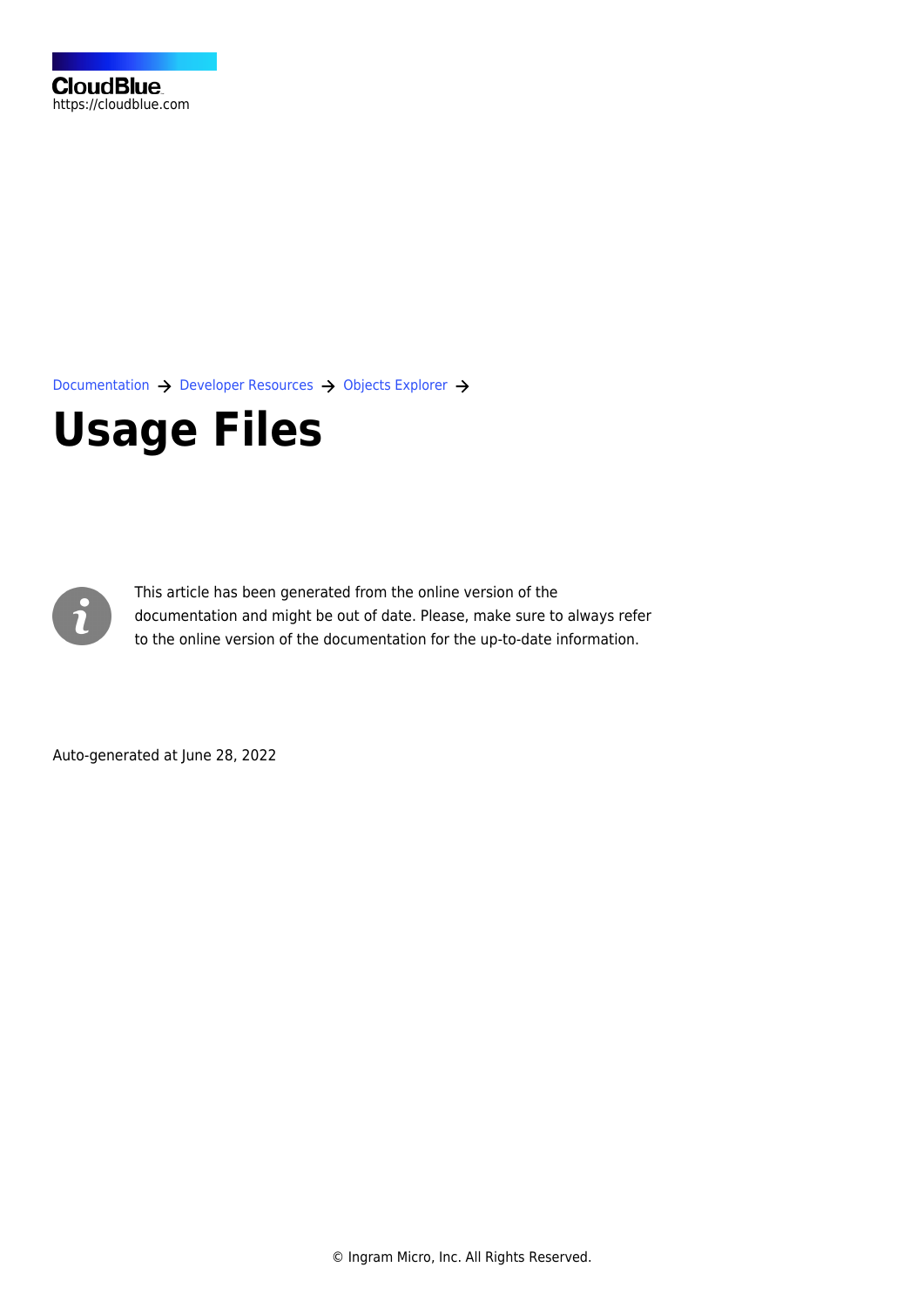CloudBlue
https://cloudblue.com

Documentation → Developer Resources → Objects Explorer →

# Usage Files

This article has been generated from the online version of the documentation and might be out of date. Please, make sure to always refer to the online version of the documentation for the up-to-date information.

Auto-generated at June 28, 2022

© Ingram Micro, Inc. All Rights Reserved.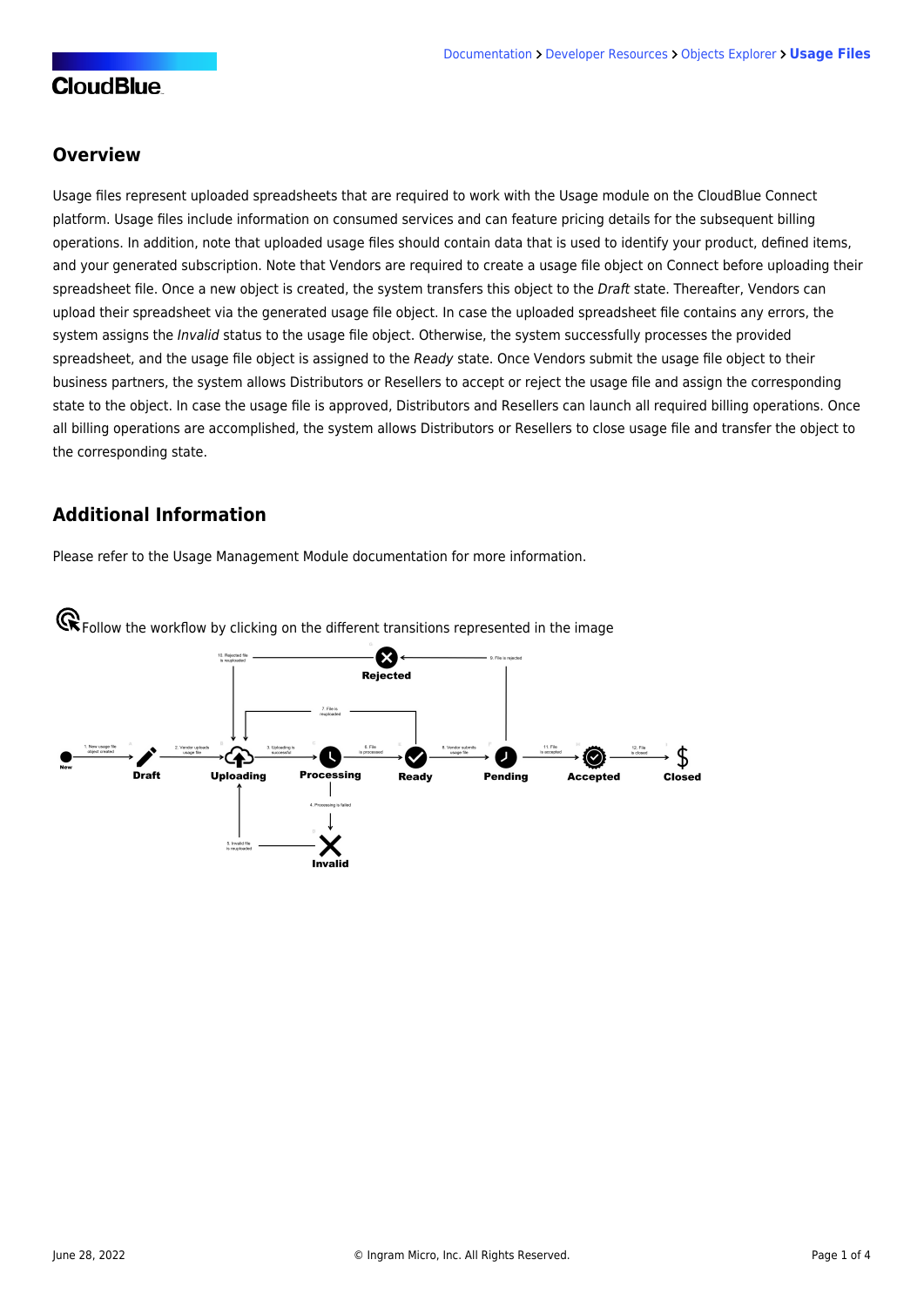## Overview

Usage files represent uploaded spreadsheets that are required to work with the Usage module on the CloudBlue Connect platform. Usage files include information on consumed services and can feature pricing details for the subsequent billing operations. In addition, note that uploaded usage files should contain data that is used to identify your product, defined items, and your generated subscription. Note that Vendors are required to create a usage file object on Connect before uploading their spreadsheet file. Once a new object is created, the system transfers this object to the *Draft* state. Thereafter, Vendors can upload their spreadsheet via the generated usage file object. In case the uploaded spreadsheet file contains any errors, the system assigns the *Invalid* status to the usage file object. Otherwise, the system successfully processes the provided spreadsheet, and the usage file object is assigned to the *Ready* state. Once Vendors submit the usage file object to their business partners, the system allows Distributors or Resellers to accept or reject the usage file and assign the corresponding state to the object. In case the usage file is approved, Distributors and Resellers can launch all required billing operations. Once all billing operations are accomplished, the system allows Distributors or Resellers to close usage file and transfer the object to the corresponding state.

## Additional Information

Please refer to the Usage Management Module documentation for more information.

Follow the workflow by clicking on the different transitions represented in the image